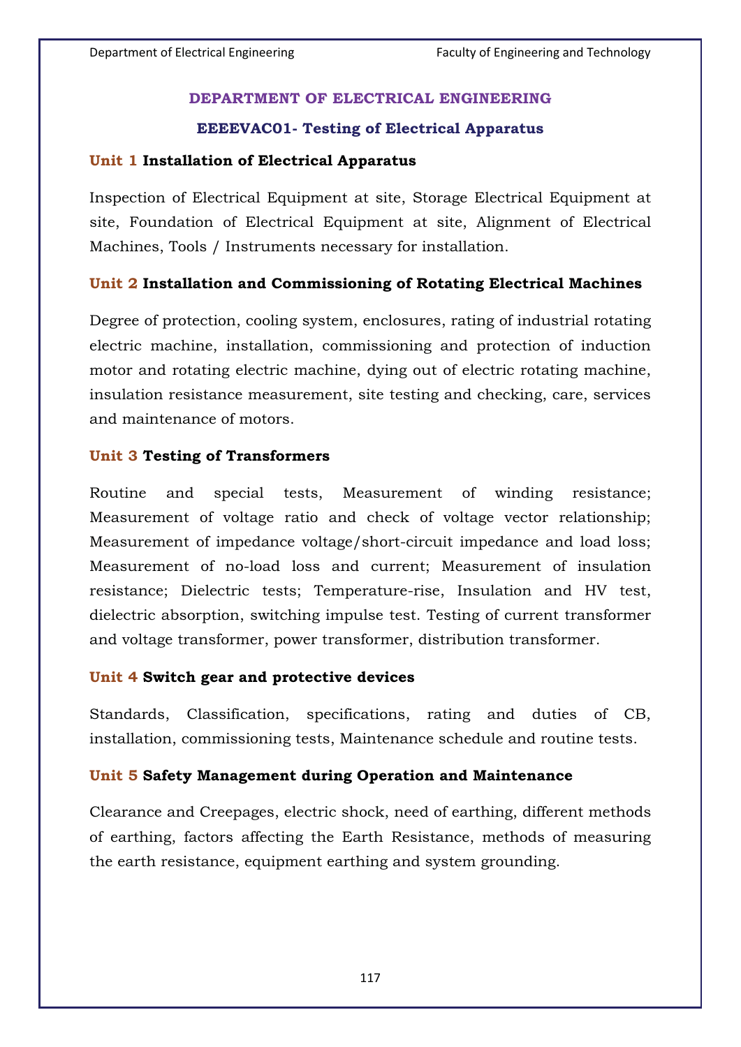## DEPARTMENT OF ELECTRICAL ENGINEERING

### EEEEVAC01- Testing of Electrical Apparatus

**Unit 1 Installation of Electrical Apparatus**

Inspection of Electrical Equipment at site, Storage Electrical Equipment at site, Foundation of Electrical Equipment at site, Alignment of Electrical Machines, Tools / Instruments necessary for installation.

**Unit 2 Installation and Commissioning of Rotating Electrical Machines**

Degree of protection, cooling system, enclosures, rating of industrial rotating electric machine, installation, commissioning and protection of induction motor and rotating electric machine, dying out of electric rotating machine, insulation resistance measurement, site testing and checking, care, services and maintenance of motors.

**Unit 3 Testing of Transformers**

Routine and special tests, Measurement of winding resistance; Measurement of voltage ratio and check of voltage vector relationship; Measurement of impedance voltage/short-circuit impedance and load loss; Measurement of no-load loss and current; Measurement of insulation resistance; Dielectric tests; Temperature-rise, Insulation and HV test, dielectric absorption, switching impulse test. Testing of current transformer and voltage transformer, power transformer, distribution transformer.

**Unit 4 Switch gear and protective devices**

Standards, Classification, specifications, rating and duties of CB, installation, commissioning tests, Maintenance schedule and routine tests.

**Unit 5 Safety Management during Operation and Maintenance**

Clearance and Creepages, electric shock, need of earthing, different methods of earthing, factors affecting the Earth Resistance, methods of measuring the earth resistance, equipment earthing and system grounding.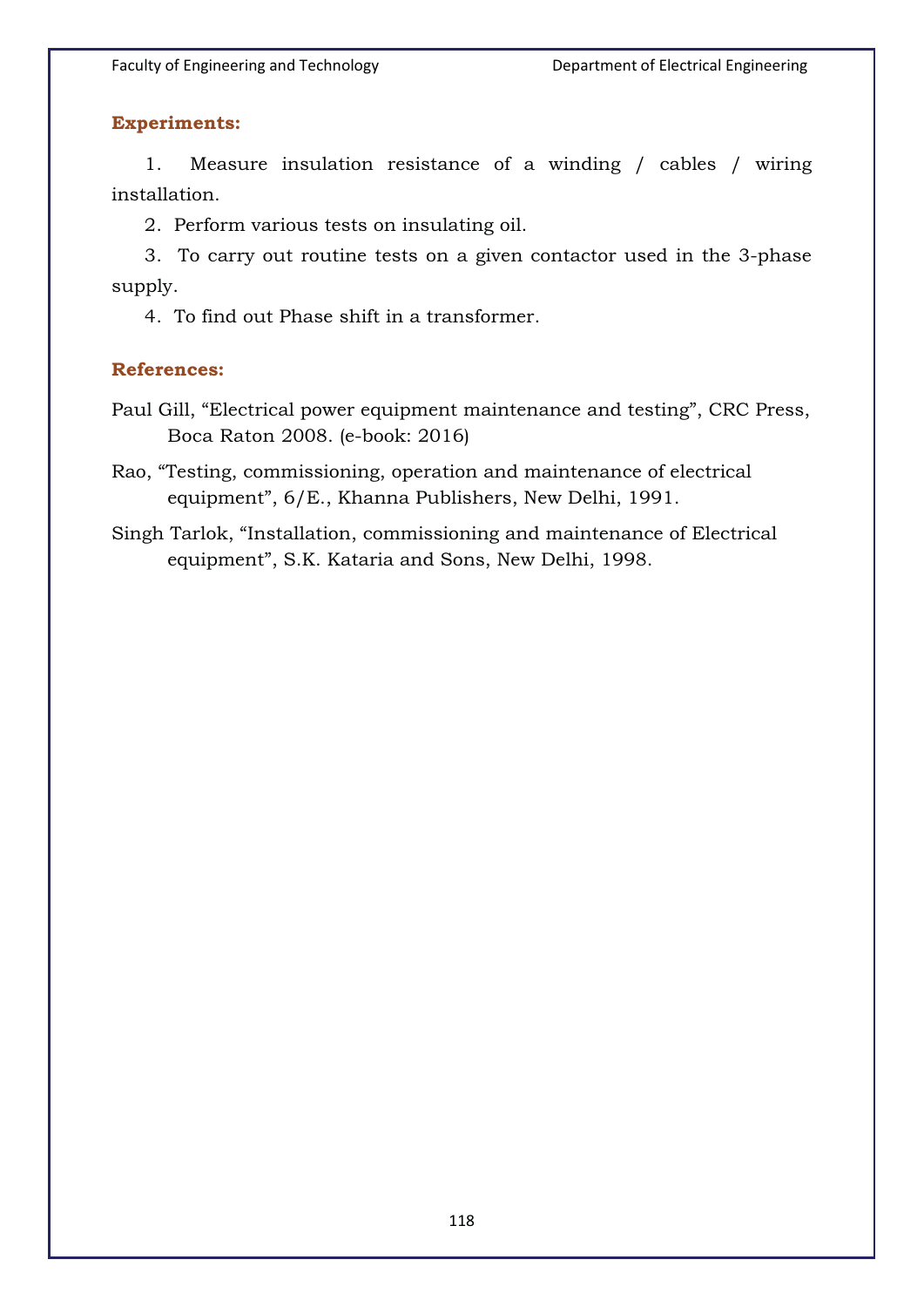**Experiments:**

1. Measure insulation resistance of a winding / cables / wiring installation.
2. Perform various tests on insulating oil.
3. To carry out routine tests on a given contactor used in the 3-phase supply.
4. To find out Phase shift in a transformer.

**References:**

Paul Gill, "Electrical power equipment maintenance and testing", CRC Press, Boca Raton 2008. (e-book: 2016)

Rao, "Testing, commissioning, operation and maintenance of electrical equipment", 6/E., Khanna Publishers, New Delhi, 1991.

Singh Tarlok, "Installation, commissioning and maintenance of Electrical equipment", S.K. Kataria and Sons, New Delhi, 1998.